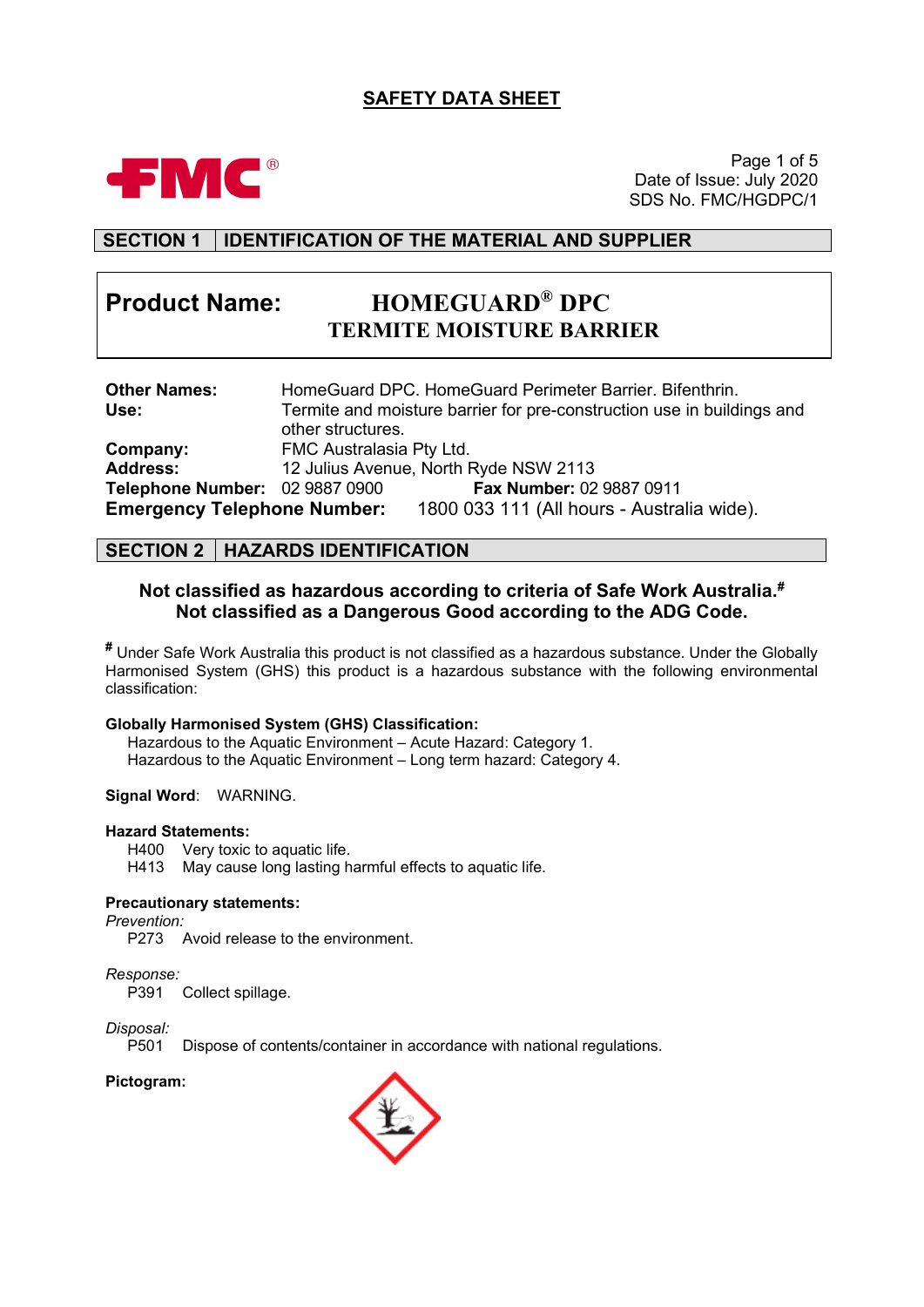# SAFETY DATA SHEET

Date of Issue: July 2020
SDS No. FMC/HGDPC/1

## SECTION 1 IDENTIFICATION OF THE MATERIAL AND SUPPLIER

**Product Name:** **HOMEGUARD® DPC TERMITE MOISTURE BARRIER**

**Other Names:** HomeGuard DPC. HomeGuard Perimeter Barrier. Bifenthrin.
**Use:** Termite and moisture barrier for pre-construction use in buildings and other structures.
**Company:** FMC Australasia Pty Ltd.
**Address:** 12 Julius Avenue, North Ryde NSW 2113
**Telephone Number:** 02 9887 0900 **Fax Number:** 02 9887 0911
**Emergency Telephone Number:** 1800 033 111 (All hours - Australia wide).

## SECTION 2 HAZARDS IDENTIFICATION

**Not classified as hazardous according to criteria of Safe Work Australia.#**
**Not classified as a Dangerous Good according to the ADG Code.**

**#** Under Safe Work Australia this product is not classified as a hazardous substance. Under the Globally Harmonised System (GHS) this product is a hazardous substance with the following environmental classification:

**Globally Harmonised System (GHS) Classification:**
Hazardous to the Aquatic Environment – Acute Hazard: Category 1.
Hazardous to the Aquatic Environment – Long term hazard: Category 4.

**Signal Word**: WARNING.

**Hazard Statements:**
H400 Very toxic to aquatic life.
H413 May cause long lasting harmful effects to aquatic life.

**Precautionary statements:**

*Prevention:*
P273 Avoid release to the environment.

*Response:*
P391 Collect spillage.

*Disposal:*
P501 Dispose of contents/container in accordance with national regulations.

**Pictogram:**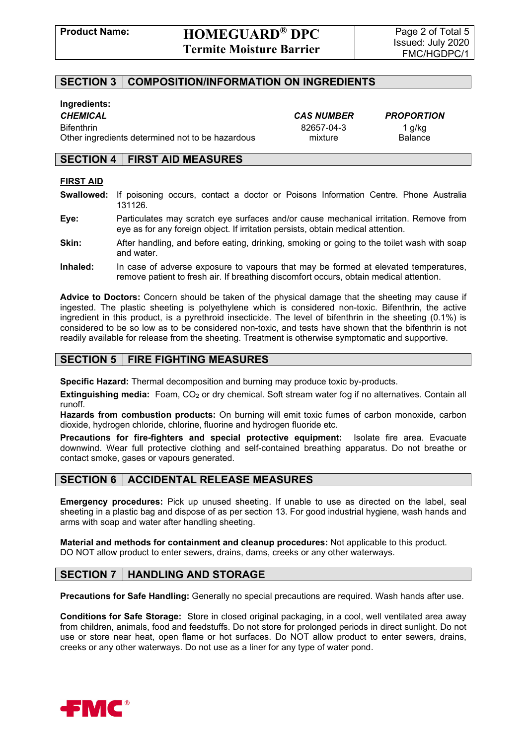## SECTION 3 | COMPOSITION/INFORMATION ON INGREDIENTS

**Ingredients:**

| ***CHEMICAL*** | ***CAS NUMBER*** | ***PROPORTION*** |
|---|---|---|
| Bifenthrin | 82657-04-3 | 1 g/kg |
| Other ingredients determined not to be hazardous | mixture | Balance |

## SECTION 4 | FIRST AID MEASURES

**FIRST AID**

**Swallowed:** If poisoning occurs, contact a doctor or Poisons Information Centre. Phone Australia 131126.

**Eye:** Particulates may scratch eye surfaces and/or cause mechanical irritation. Remove from eye as for any foreign object. If irritation persists, obtain medical attention.

**Skin:** After handling, and before eating, drinking, smoking or going to the toilet wash with soap and water.

**Inhaled:** In case of adverse exposure to vapours that may be formed at elevated temperatures, remove patient to fresh air. If breathing discomfort occurs, obtain medical attention.

**Advice to Doctors:** Concern should be taken of the physical damage that the sheeting may cause if ingested. The plastic sheeting is polyethylene which is considered non-toxic. Bifenthrin, the active ingredient in this product, is a pyrethroid insecticide. The level of bifenthrin in the sheeting (0.1%) is considered to be so low as to be considered non-toxic, and tests have shown that the bifenthrin is not readily available for release from the sheeting. Treatment is otherwise symptomatic and supportive.

## SECTION 5 | FIRE FIGHTING MEASURES

**Specific Hazard:** Thermal decomposition and burning may produce toxic by-products.

**Extinguishing media:** Foam, $CO_2$ or dry chemical. Soft stream water fog if no alternatives. Contain all runoff.

**Hazards from combustion products:** On burning will emit toxic fumes of carbon monoxide, carbon dioxide, hydrogen chloride, chlorine, fluorine and hydrogen fluoride etc.

**Precautions for fire-fighters and special protective equipment:** Isolate fire area. Evacuate downwind. Wear full protective clothing and self-contained breathing apparatus. Do not breathe or contact smoke, gases or vapours generated.

## SECTION 6 | ACCIDENTAL RELEASE MEASURES

**Emergency procedures:** Pick up unused sheeting. If unable to use as directed on the label, seal sheeting in a plastic bag and dispose of as per section 13. For good industrial hygiene, wash hands and arms with soap and water after handling sheeting.

**Material and methods for containment and cleanup procedures:** Not applicable to this product. DO NOT allow product to enter sewers, drains, dams, creeks or any other waterways.

## SECTION 7 | HANDLING AND STORAGE

**Precautions for Safe Handling:** Generally no special precautions are required. Wash hands after use.

**Conditions for Safe Storage:** Store in closed original packaging, in a cool, well ventilated area away from children, animals, food and feedstuffs. Do not store for prolonged periods in direct sunlight. Do not use or store near heat, open flame or hot surfaces. Do NOT allow product to enter sewers, drains, creeks or any other waterways. Do not use as a liner for any type of water pond.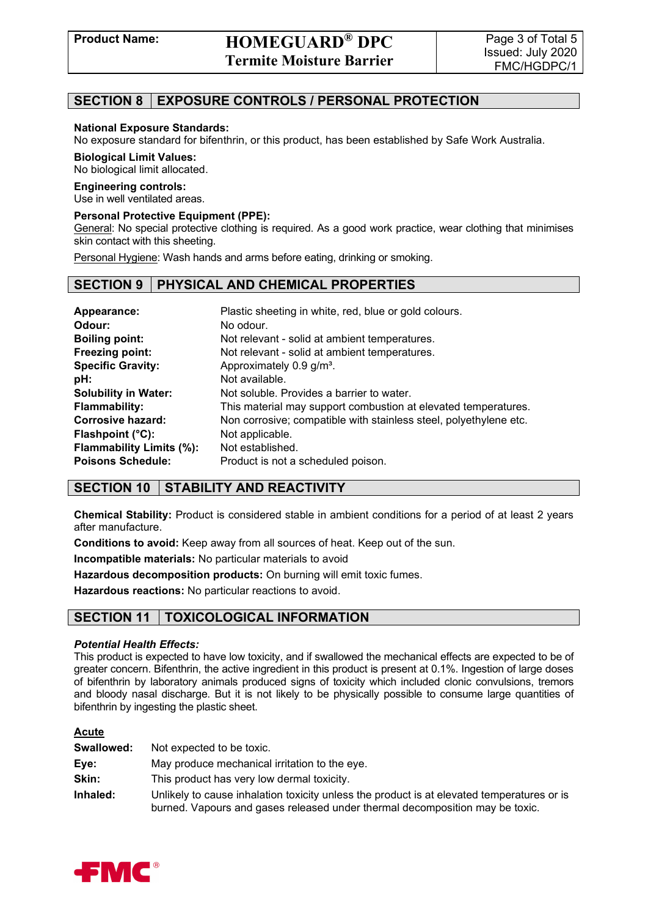## SECTION 8 | EXPOSURE CONTROLS / PERSONAL PROTECTION

**National Exposure Standards:**
No exposure standard for bifenthrin, or this product, has been established by Safe Work Australia.

**Biological Limit Values:**
No biological limit allocated.

**Engineering controls:**
Use in well ventilated areas.

**Personal Protective Equipment (PPE):**
General: No special protective clothing is required. As a good work practice, wear clothing that minimises skin contact with this sheeting.

Personal Hygiene: Wash hands and arms before eating, drinking or smoking.

## SECTION 9 | PHYSICAL AND CHEMICAL PROPERTIES

| | |
|---|---|
| **Appearance:** | Plastic sheeting in white, red, blue or gold colours. |
| **Odour:** | No odour. |
| **Boiling point:** | Not relevant - solid at ambient temperatures. |
| **Freezing point:** | Not relevant - solid at ambient temperatures. |
| **Specific Gravity:** | Approximately 0.9 g/m³. |
| **pH:** | Not available. |
| **Solubility in Water:** | Not soluble. Provides a barrier to water. |
| **Flammability:** | This material may support combustion at elevated temperatures. |
| **Corrosive hazard:** | Non corrosive; compatible with stainless steel, polyethylene etc. |
| **Flashpoint (°C):** | Not applicable. |
| **Flammability Limits (%):** | Not established. |
| **Poisons Schedule:** | Product is not a scheduled poison. |

## SECTION 10 | STABILITY AND REACTIVITY

**Chemical Stability:** Product is considered stable in ambient conditions for a period of at least 2 years after manufacture.

**Conditions to avoid:** Keep away from all sources of heat. Keep out of the sun.

**Incompatible materials:** No particular materials to avoid

**Hazardous decomposition products:** On burning will emit toxic fumes.

**Hazardous reactions:** No particular reactions to avoid.

## SECTION 11 | TOXICOLOGICAL INFORMATION

***Potential Health Effects:***
This product is expected to have low toxicity, and if swallowed the mechanical effects are expected to be of greater concern. Bifenthrin, the active ingredient in this product is present at 0.1%. Ingestion of large doses of bifenthrin by laboratory animals produced signs of toxicity which included clonic convulsions, tremors and bloody nasal discharge. But it is not likely to be physically possible to consume large quantities of bifenthrin by ingesting the plastic sheet.

**Acute**

| | |
|---|---|
| **Swallowed:** | Not expected to be toxic. |
| **Eye:** | May produce mechanical irritation to the eye. |
| **Skin:** | This product has very low dermal toxicity. |
| **Inhaled:** | Unlikely to cause inhalation toxicity unless the product is at elevated temperatures or is burned. Vapours and gases released under thermal decomposition may be toxic. |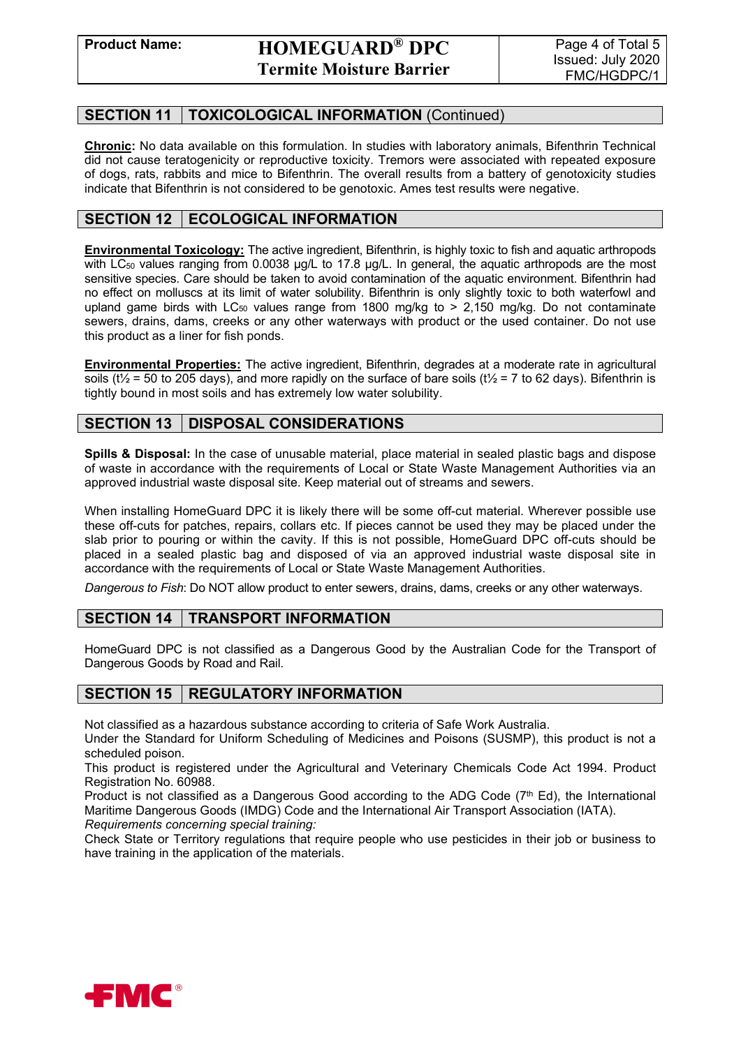## SECTION 11 TOXICOLOGICAL INFORMATION (Continued)

**Chronic:** No data available on this formulation. In studies with laboratory animals, Bifenthrin Technical did not cause teratogenicity or reproductive toxicity. Tremors were associated with repeated exposure of dogs, rats, rabbits and mice to Bifenthrin. The overall results from a battery of genotoxicity studies indicate that Bifenthrin is not considered to be genotoxic. Ames test results were negative.

## SECTION 12 ECOLOGICAL INFORMATION

**Environmental Toxicology:** The active ingredient, Bifenthrin, is highly toxic to fish and aquatic arthropods with $LC_{50}$ values ranging from 0.0038 µg/L to 17.8 µg/L. In general, the aquatic arthropods are the most sensitive species. Care should be taken to avoid contamination of the aquatic environment. Bifenthrin had no effect on molluscs at its limit of water solubility. Bifenthrin is only slightly toxic to both waterfowl and upland game birds with $LC_{50}$ values range from 1800 mg/kg to > 2,150 mg/kg. Do not contaminate sewers, drains, dams, creeks or any other waterways with product or the used container. Do not use this product as a liner for fish ponds.

**Environmental Properties:** The active ingredient, Bifenthrin, degrades at a moderate rate in agricultural soils ($t½$ = 50 to 205 days), and more rapidly on the surface of bare soils ($t½$ = 7 to 62 days). Bifenthrin is tightly bound in most soils and has extremely low water solubility.

## SECTION 13 DISPOSAL CONSIDERATIONS

**Spills & Disposal:** In the case of unusable material, place material in sealed plastic bags and dispose of waste in accordance with the requirements of Local or State Waste Management Authorities via an approved industrial waste disposal site. Keep material out of streams and sewers.

When installing HomeGuard DPC it is likely there will be some off-cut material. Wherever possible use these off-cuts for patches, repairs, collars etc. If pieces cannot be used they may be placed under the slab prior to pouring or within the cavity. If this is not possible, HomeGuard DPC off-cuts should be placed in a sealed plastic bag and disposed of via an approved industrial waste disposal site in accordance with the requirements of Local or State Waste Management Authorities.

*Dangerous to Fish*: Do NOT allow product to enter sewers, drains, dams, creeks or any other waterways.

## SECTION 14 TRANSPORT INFORMATION

HomeGuard DPC is not classified as a Dangerous Good by the Australian Code for the Transport of Dangerous Goods by Road and Rail.

## SECTION 15 REGULATORY INFORMATION

Not classified as a hazardous substance according to criteria of Safe Work Australia.
Under the Standard for Uniform Scheduling of Medicines and Poisons (SUSMP), this product is not a scheduled poison.
This product is registered under the Agricultural and Veterinary Chemicals Code Act 1994. Product Registration No. 60988.
Product is not classified as a Dangerous Good according to the ADG Code (7th Ed), the International Maritime Dangerous Goods (IMDG) Code and the International Air Transport Association (IATA).
*Requirements concerning special training:*
Check State or Territory regulations that require people who use pesticides in their job or business to have training in the application of the materials.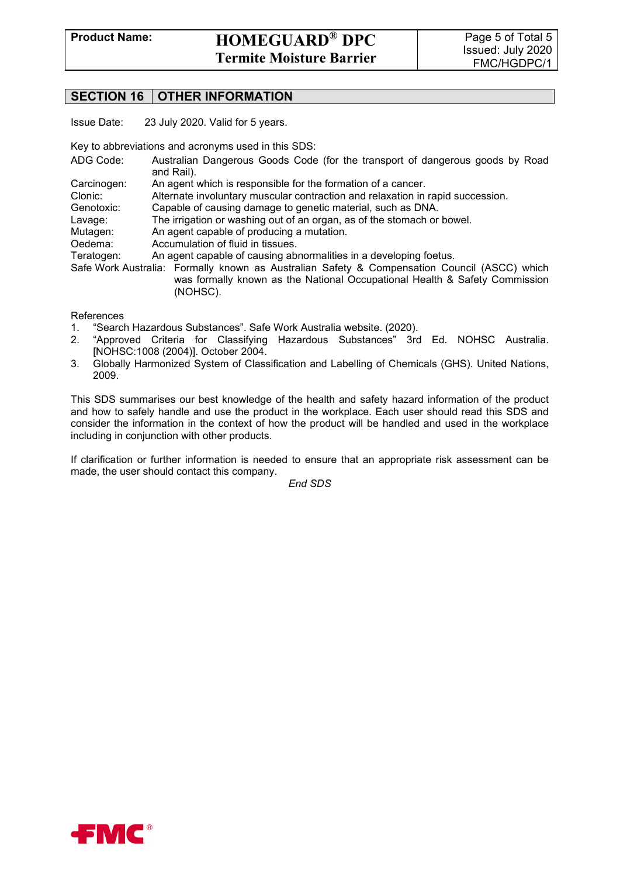## SECTION 16 OTHER INFORMATION

Issue Date: 23 July 2020. Valid for 5 years.

Key to abbreviations and acronyms used in this SDS:

| | |
|---|---|
| ADG Code: | Australian Dangerous Goods Code (for the transport of dangerous goods by Road and Rail). |
| Carcinogen: | An agent which is responsible for the formation of a cancer. |
| Clonic: | Alternate involuntary muscular contraction and relaxation in rapid succession. |
| Genotoxic: | Capable of causing damage to genetic material, such as DNA. |
| Lavage: | The irrigation or washing out of an organ, as of the stomach or bowel. |
| Mutagen: | An agent capable of producing a mutation. |
| Oedema: | Accumulation of fluid in tissues. |
| Teratogen: | An agent capable of causing abnormalities in a developing foetus. |
| Safe Work Australia: | Formally known as Australian Safety & Compensation Council (ASCC) which was formally known as the National Occupational Health & Safety Commission (NOHSC). |

References

1. "Search Hazardous Substances". Safe Work Australia website. (2020).
2. "Approved Criteria for Classifying Hazardous Substances" 3rd Ed. NOHSC Australia. [NOHSC:1008 (2004)]. October 2004.
3. Globally Harmonized System of Classification and Labelling of Chemicals (GHS). United Nations, 2009.

This SDS summarises our best knowledge of the health and safety hazard information of the product and how to safely handle and use the product in the workplace. Each user should read this SDS and consider the information in the context of how the product will be handled and used in the workplace including in conjunction with other products.

If clarification or further information is needed to ensure that an appropriate risk assessment can be made, the user should contact this company.

*End SDS*